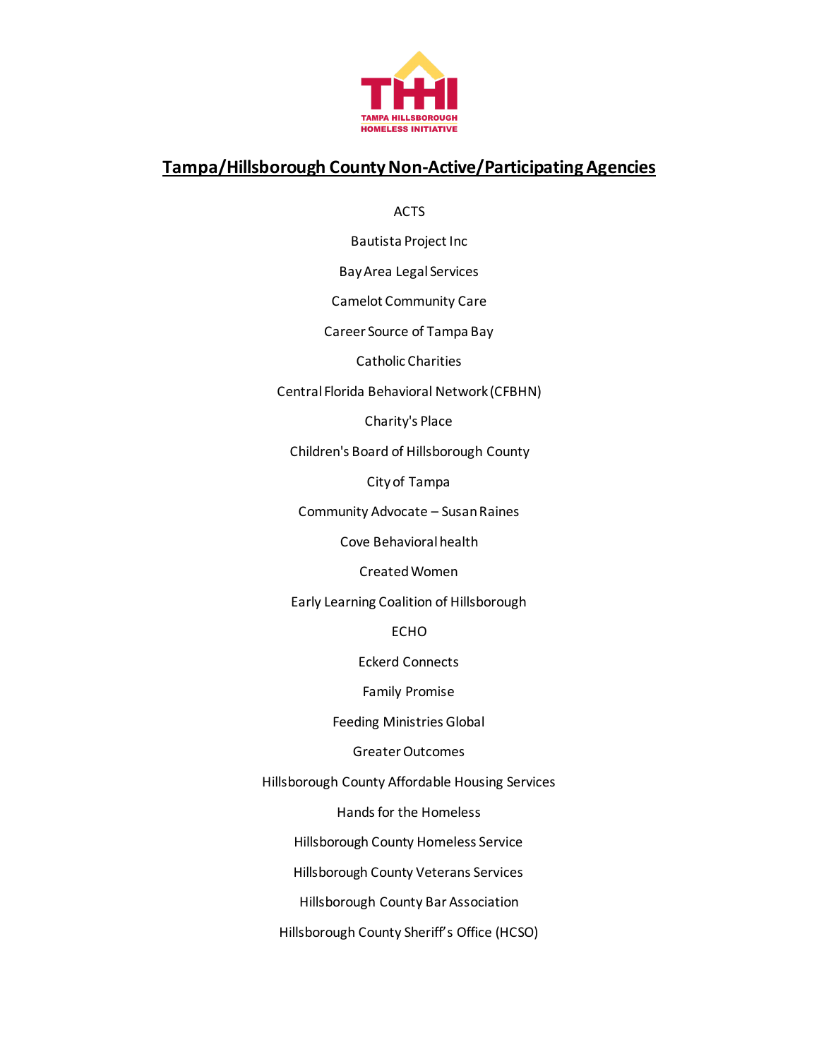## Tampa/Hillsborough County Non-Active/Participating Agencies

ACTS

Bautista Project Inc

Bay Area Legal Services

Camelot Community Care

Career Source of Tampa Bay

Catholic Charities

Central Florida Behavioral Network (CFBHN)

Charity's Place

Children's Board of Hillsborough County

City of Tampa

Community Advocate – Susan Raines

Cove Behavioral health

Created Women

Early Learning Coalition of Hillsborough

ECHO

Eckerd Connects

Family Promise

Feeding Ministries Global

Greater Outcomes

Hillsborough County Affordable Housing Services

Hands for the Homeless

Hillsborough County Homeless Service

Hillsborough County Veterans Services

Hillsborough County Bar Association

Hillsborough County Sheriff's Office (HCSO)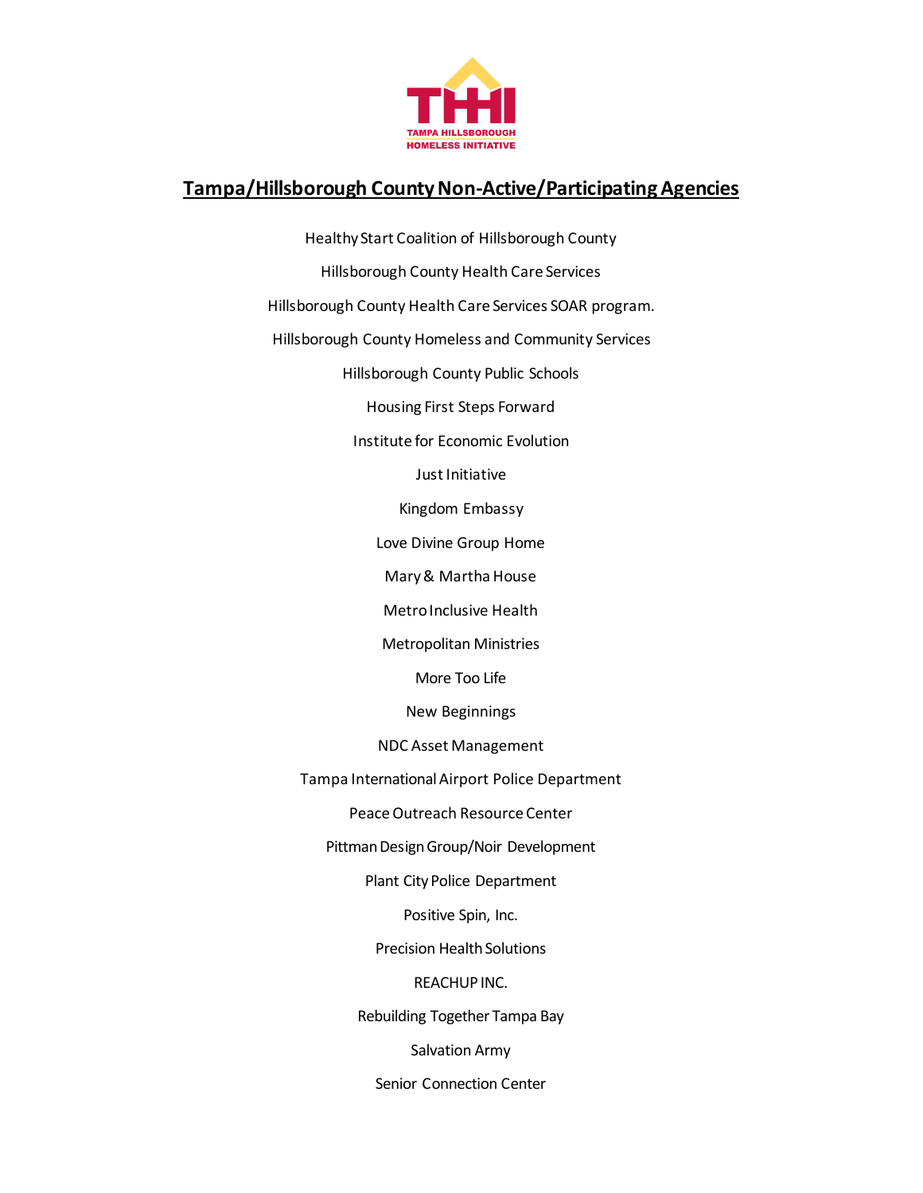## Tampa/Hillsborough County Non-Active/Participating Agencies

Healthy Start Coalition of Hillsborough County

Hillsborough County Health Care Services

Hillsborough County Health Care Services SOAR program.

Hillsborough County Homeless and Community Services

Hillsborough County Public Schools

Housing First Steps Forward

Institute for Economic Evolution

Just Initiative

Kingdom Embassy

Love Divine Group Home

Mary & Martha House

Metro Inclusive Health

Metropolitan Ministries

More Too Life

New Beginnings

NDC Asset Management

Tampa International Airport Police Department

Peace Outreach Resource Center

Pittman Design Group/Noir Development

Plant City Police Department

Positive Spin, Inc.

Precision Health Solutions

REACHUP INC.

Rebuilding Together Tampa Bay

Salvation Army

Senior Connection Center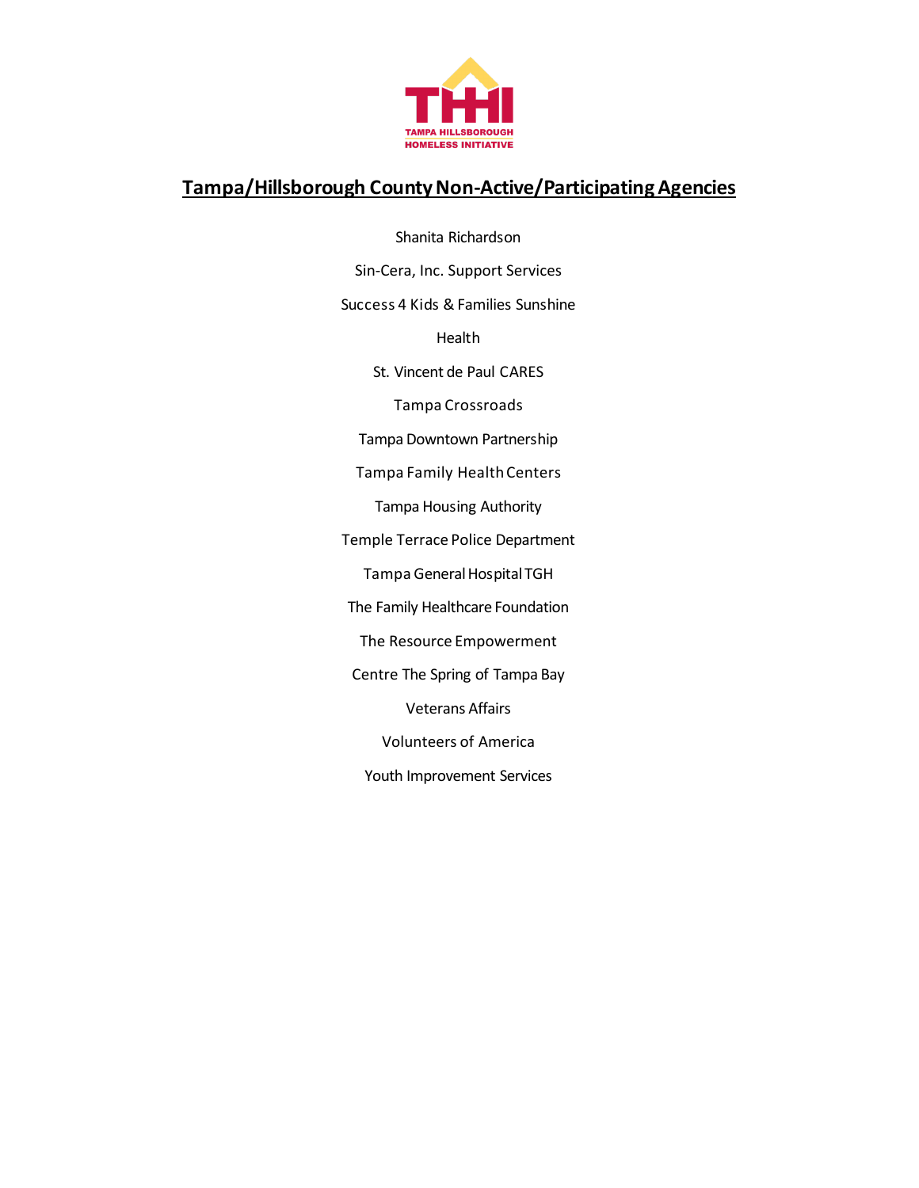TAMPA HILLSBOROUGH HOMELESS INITIATIVE

## Tampa/Hillsborough County Non-Active/Participating Agencies

Shanita Richardson

Sin-Cera, Inc. Support Services

Success 4 Kids & Families Sunshine

Health

St. Vincent de Paul CARES

Tampa Crossroads

Tampa Downtown Partnership

Tampa Family Health Centers

Tampa Housing Authority

Temple Terrace Police Department

Tampa General Hospital TGH

The Family Healthcare Foundation

The Resource Empowerment

Centre The Spring of Tampa Bay

Veterans Affairs

Volunteers of America

Youth Improvement Services